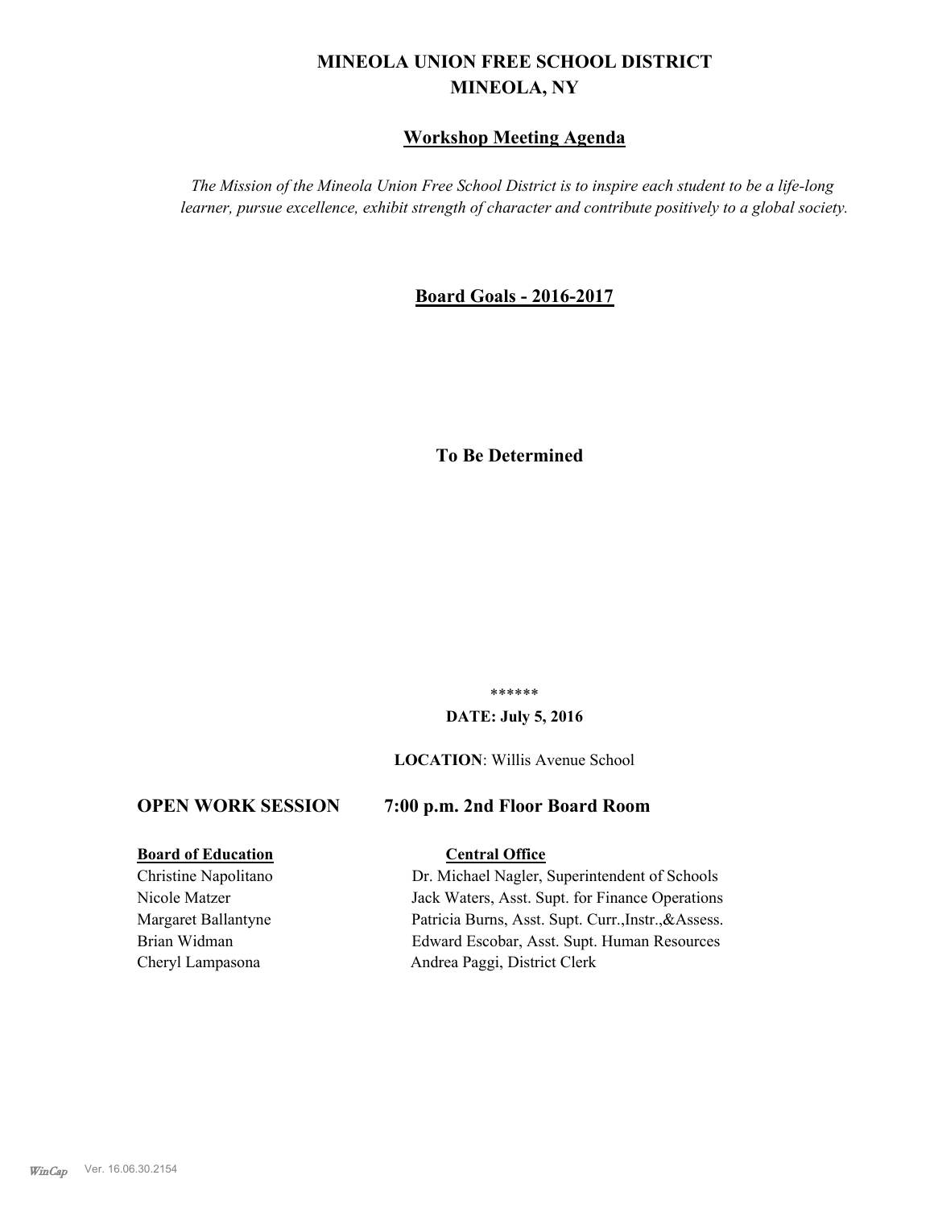# MINEOLA UNION FREE SCHOOL DISTRICT
## MINEOLA, NY

## Workshop Meeting Agenda

*The Mission of the Mineola Union Free School District is to inspire each student to be a life-long learner, pursue excellence, exhibit strength of character and contribute positively to a global society.*

## Board Goals - 2016-2017

**To Be Determined**

******

**DATE: July 5, 2016**

**LOCATION**: Willis Avenue School

**OPEN WORK SESSION 7:00 p.m. 2nd Floor Board Room**

| Board of Education | Central Office |
|---|---|
| Christine Napolitano | Dr. Michael Nagler, Superintendent of Schools |
| Nicole Matzer | Jack Waters, Asst. Supt. for Finance Operations |
| Margaret Ballantyne | Patricia Burns, Asst. Supt. Curr.,Instr.,&Assess. |
| Brian Widman | Edward Escobar, Asst. Supt. Human Resources |
| Cheryl Lampasona | Andrea Paggi, District Clerk |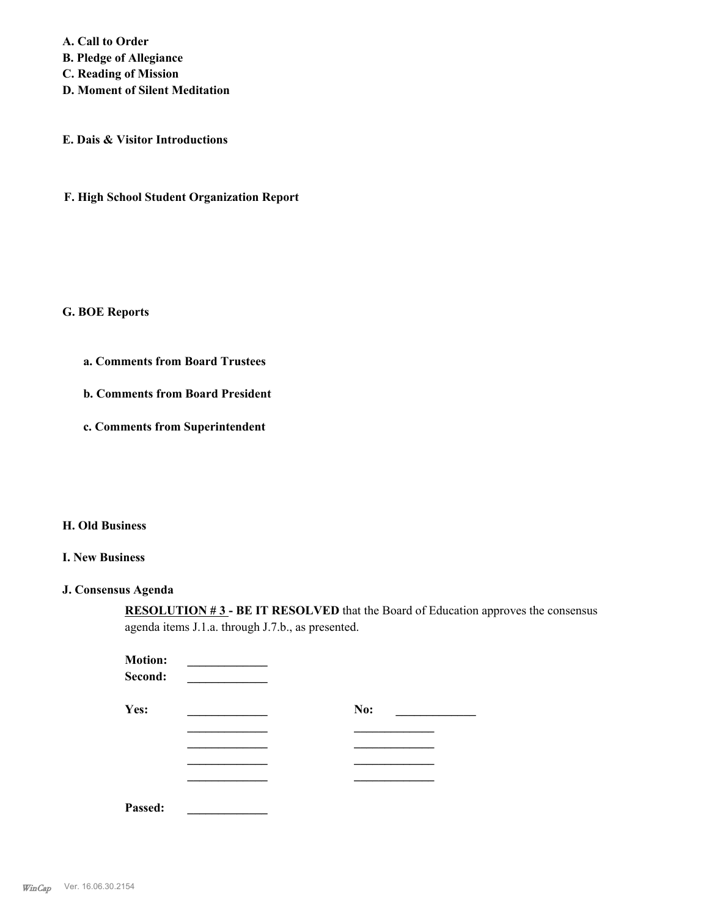**A. Call to Order**
**B. Pledge of Allegiance**
**C. Reading of Mission**
**D. Moment of Silent Meditation**

**E. Dais & Visitor Introductions**

**F. High School Student Organization Report**

**G. BOE Reports**

**a. Comments from Board Trustees**

**b. Comments from Board President**

**c. Comments from Superintendent**

**H. Old Business**

**I. New Business**

**J. Consensus Agenda**

**RESOLUTION # 3 - BE IT RESOLVED** that the Board of Education approves the consensus agenda items J.1.a. through J.7.b., as presented.

**Motion:** _____________
**Second:** _____________

| **Yes:** | _____________ | **No:** | _____________ |
|---|---|---|---|
| | _____________ | | _____________ |
| | _____________ | | _____________ |
| | _____________ | | _____________ |
| | _____________ | | _____________ |

**Passed:** _____________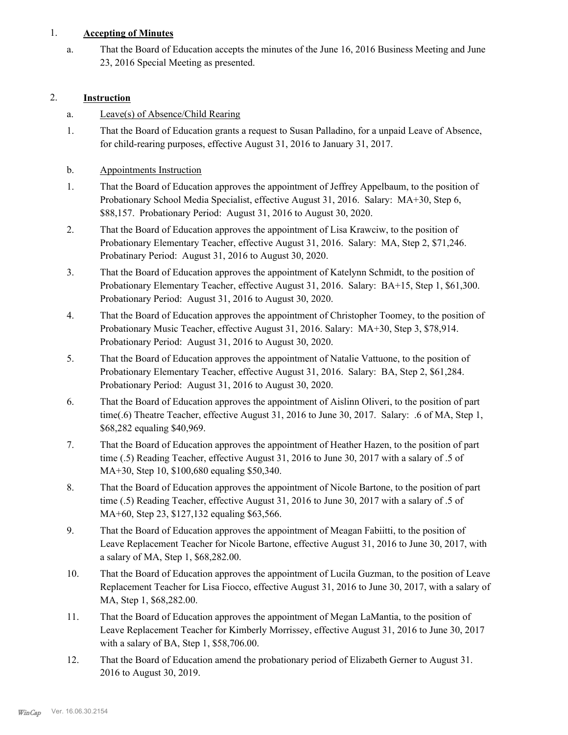1. **Accepting of Minutes**

   a. That the Board of Education accepts the minutes of the June 16, 2016 Business Meeting and June 23, 2016 Special Meeting as presented.

2. **Instruction**

   a. Leave(s) of Absence/Child Rearing

   1. That the Board of Education grants a request to Susan Palladino, for a unpaid Leave of Absence, for child-rearing purposes, effective August 31, 2016 to January 31, 2017.

   b. Appointments Instruction

   1. That the Board of Education approves the appointment of Jeffrey Appelbaum, to the position of Probationary School Media Specialist, effective August 31, 2016. Salary: MA+30, Step 6, $88,157. Probationary Period: August 31, 2016 to August 30, 2020.
   2. That the Board of Education approves the appointment of Lisa Krawciw, to the position of Probationary Elementary Teacher, effective August 31, 2016. Salary: MA, Step 2, $71,246. Probatinary Period: August 31, 2016 to August 30, 2020.
   3. That the Board of Education approves the appointment of Katelynn Schmidt, to the position of Probationary Elementary Teacher, effective August 31, 2016. Salary: BA+15, Step 1, $61,300. Probationary Period: August 31, 2016 to August 30, 2020.
   4. That the Board of Education approves the appointment of Christopher Toomey, to the position of Probationary Music Teacher, effective August 31, 2016. Salary: MA+30, Step 3, $78,914. Probationary Period: August 31, 2016 to August 30, 2020.
   5. That the Board of Education approves the appointment of Natalie Vattuone, to the position of Probationary Elementary Teacher, effective August 31, 2016. Salary: BA, Step 2, $61,284. Probationary Period: August 31, 2016 to August 30, 2020.
   6. That the Board of Education approves the appointment of Aislinn Oliveri, to the position of part time(.6) Theatre Teacher, effective August 31, 2016 to June 30, 2017. Salary: .6 of MA, Step 1, $68,282 equaling $40,969.
   7. That the Board of Education approves the appointment of Heather Hazen, to the position of part time (.5) Reading Teacher, effective August 31, 2016 to June 30, 2017 with a salary of .5 of MA+30, Step 10, $100,680 equaling $50,340.
   8. That the Board of Education approves the appointment of Nicole Bartone, to the position of part time (.5) Reading Teacher, effective August 31, 2016 to June 30, 2017 with a salary of .5 of MA+60, Step 23, $127,132 equaling $63,566.
   9. That the Board of Education approves the appointment of Meagan Fabiitti, to the position of Leave Replacement Teacher for Nicole Bartone, effective August 31, 2016 to June 30, 2017, with a salary of MA, Step 1, $68,282.00.
   10. That the Board of Education approves the appointment of Lucila Guzman, to the position of Leave Replacement Teacher for Lisa Fiocco, effective August 31, 2016 to June 30, 2017, with a salary of MA, Step 1, $68,282.00.
   11. That the Board of Education approves the appointment of Megan LaMantia, to the position of Leave Replacement Teacher for Kimberly Morrissey, effective August 31, 2016 to June 30, 2017 with a salary of BA, Step 1, $58,706.00.
   12. That the Board of Education amend the probationary period of Elizabeth Gerner to August 31. 2016 to August 30, 2019.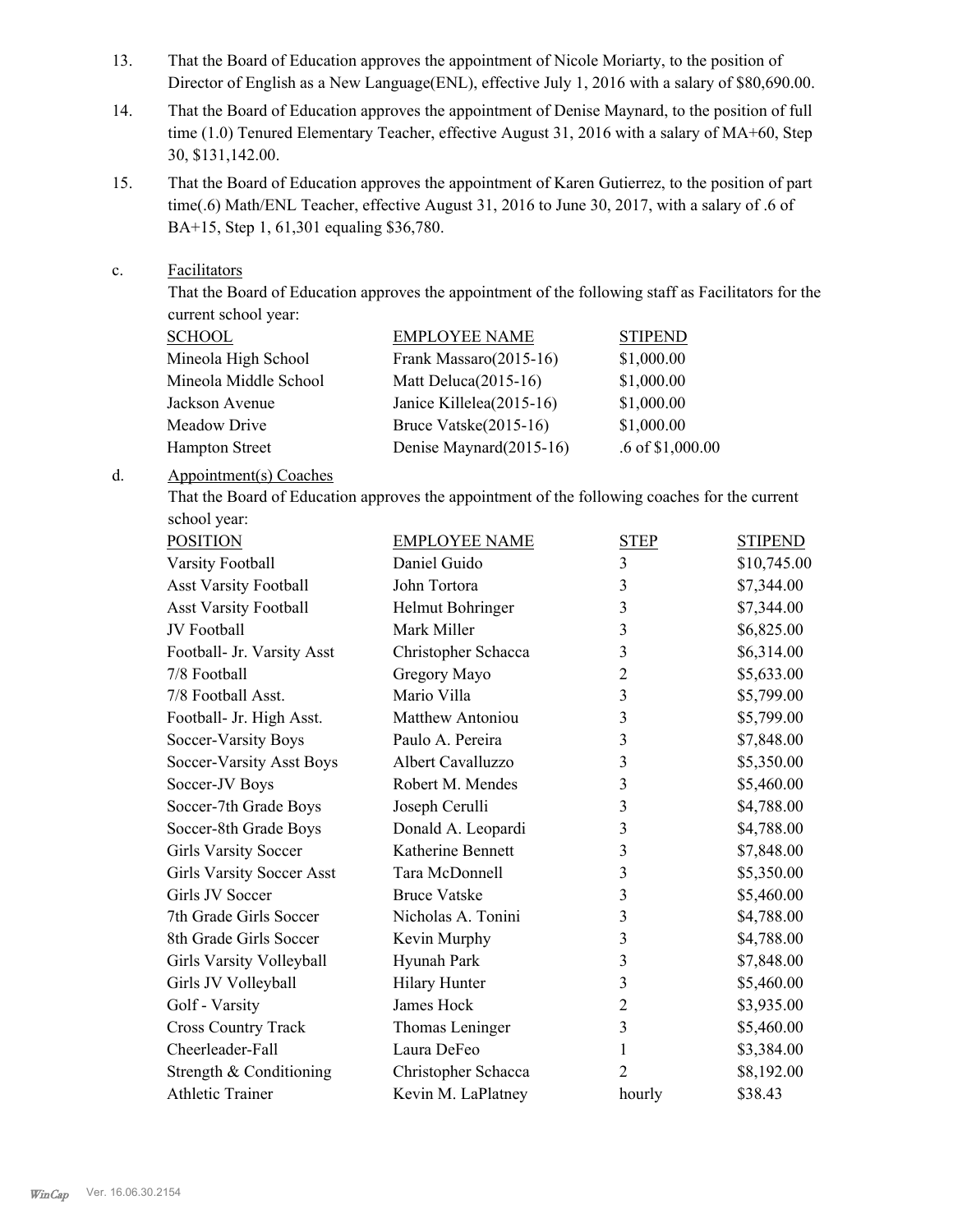13. That the Board of Education approves the appointment of Nicole Moriarty, to the position of Director of English as a New Language(ENL), effective July 1, 2016 with a salary of $80,690.00.

14. That the Board of Education approves the appointment of Denise Maynard, to the position of full time (1.0) Tenured Elementary Teacher, effective August 31, 2016 with a salary of MA+60, Step 30, $131,142.00.

15. That the Board of Education approves the appointment of Karen Gutierrez, to the position of part time(.6) Math/ENL Teacher, effective August 31, 2016 to June 30, 2017, with a salary of .6 of BA+15, Step 1, 61,301 equaling $36,780.

c. Facilitators

That the Board of Education approves the appointment of the following staff as Facilitators for the current school year:

| SCHOOL | EMPLOYEE NAME | STIPEND |
|---|---|---|
| Mineola High School | Frank Massaro(2015-16) | $1,000.00 |
| Mineola Middle School | Matt Deluca(2015-16) | $1,000.00 |
| Jackson Avenue | Janice Killelea(2015-16) | $1,000.00 |
| Meadow Drive | Bruce Vatske(2015-16) | $1,000.00 |
| Hampton Street | Denise Maynard(2015-16) | .6 of $1,000.00 |

d. Appointment(s) Coaches

That the Board of Education approves the appointment of the following coaches for the current school year:

| POSITION | EMPLOYEE NAME | STEP | STIPEND |
|---|---|---|---|
| Varsity Football | Daniel Guido | 3 | $10,745.00 |
| Asst Varsity Football | John Tortora | 3 | $7,344.00 |
| Asst Varsity Football | Helmut Bohringer | 3 | $7,344.00 |
| JV Football | Mark Miller | 3 | $6,825.00 |
| Football- Jr. Varsity Asst | Christopher Schacca | 3 | $6,314.00 |
| 7/8 Football | Gregory Mayo | 2 | $5,633.00 |
| 7/8 Football Asst. | Mario Villa | 3 | $5,799.00 |
| Football- Jr. High Asst. | Matthew Antoniou | 3 | $5,799.00 |
| Soccer-Varsity Boys | Paulo A. Pereira | 3 | $7,848.00 |
| Soccer-Varsity Asst Boys | Albert Cavalluzzo | 3 | $5,350.00 |
| Soccer-JV Boys | Robert M. Mendes | 3 | $5,460.00 |
| Soccer-7th Grade Boys | Joseph Cerulli | 3 | $4,788.00 |
| Soccer-8th Grade Boys | Donald A. Leopardi | 3 | $4,788.00 |
| Girls Varsity Soccer | Katherine Bennett | 3 | $7,848.00 |
| Girls Varsity Soccer Asst | Tara McDonnell | 3 | $5,350.00 |
| Girls JV Soccer | Bruce Vatske | 3 | $5,460.00 |
| 7th Grade Girls Soccer | Nicholas A. Tonini | 3 | $4,788.00 |
| 8th Grade Girls Soccer | Kevin Murphy | 3 | $4,788.00 |
| Girls Varsity Volleyball | Hyunah Park | 3 | $7,848.00 |
| Girls JV Volleyball | Hilary Hunter | 3 | $5,460.00 |
| Golf - Varsity | James Hock | 2 | $3,935.00 |
| Cross Country Track | Thomas Leninger | 3 | $5,460.00 |
| Cheerleader-Fall | Laura DeFeo | 1 | $3,384.00 |
| Strength & Conditioning | Christopher Schacca | 2 | $8,192.00 |
| Athletic Trainer | Kevin M. LaPlatney | hourly | $38.43 |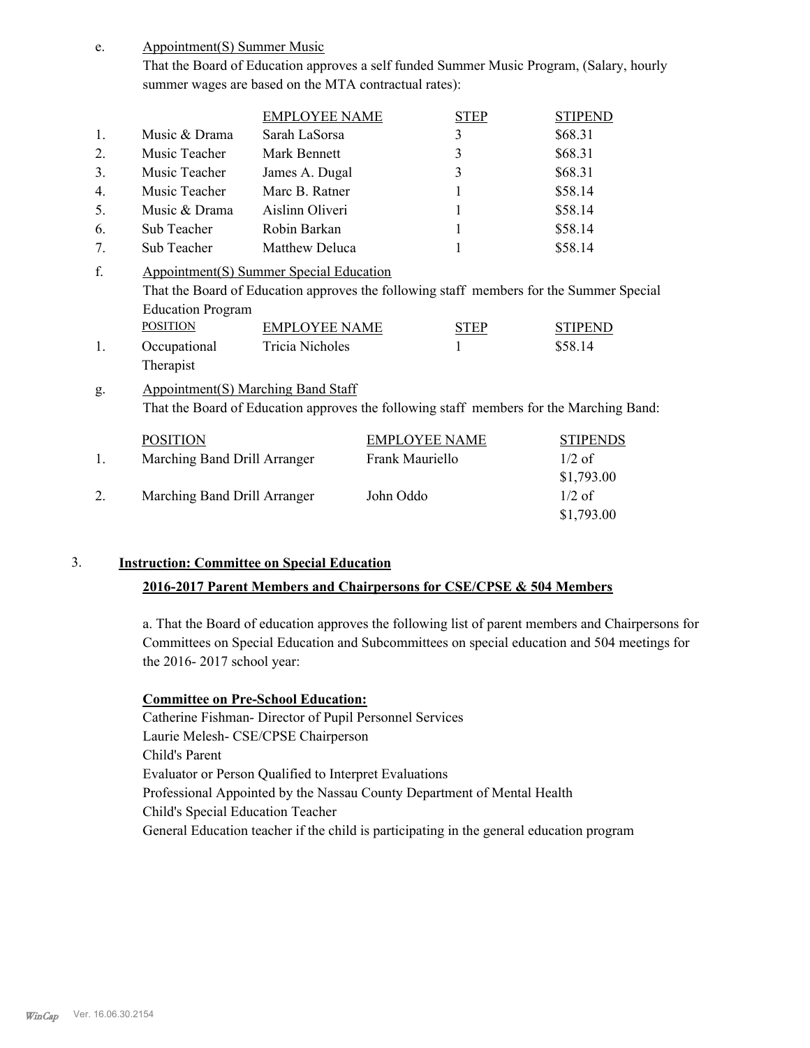e. Appointment(S) Summer Music

That the Board of Education approves a self funded Summer Music Program, (Salary, hourly summer wages are based on the MTA contractual rates):

| | | EMPLOYEE NAME | STEP | STIPEND |
|---|---|---|---|---|
| 1. | Music & Drama | Sarah LaSorsa | 3 | $68.31 |
| 2. | Music Teacher | Mark Bennett | 3 | $68.31 |
| 3. | Music Teacher | James A. Dugal | 3 | $68.31 |
| 4. | Music Teacher | Marc B. Ratner | 1 | $58.14 |
| 5. | Music & Drama | Aislinn Oliveri | 1 | $58.14 |
| 6. | Sub Teacher | Robin Barkan | 1 | $58.14 |
| 7. | Sub Teacher | Matthew Deluca | 1 | $58.14 |

f. Appointment(S) Summer Special Education

That the Board of Education approves the following staff members for the Summer Special Education Program

| | POSITION | EMPLOYEE NAME | STEP | STIPEND |
|---|---|---|---|---|
| 1. | Occupational Therapist | Tricia Nicholes | 1 | $58.14 |

g. Appointment(S) Marching Band Staff

That the Board of Education approves the following staff members for the Marching Band:

| | POSITION | EMPLOYEE NAME | STIPENDS |
|---|---|---|---|
| 1. | Marching Band Drill Arranger | Frank Mauriello | 1/2 of $1,793.00 |
| 2. | Marching Band Drill Arranger | John Oddo | 1/2 of $1,793.00 |

3. **Instruction: Committee on Special Education**

**2016-2017 Parent Members and Chairpersons for CSE/CPSE & 504 Members**

a. That the Board of education approves the following list of parent members and Chairpersons for Committees on Special Education and Subcommittees on special education and 504 meetings for the 2016- 2017 school year:

**Committee on Pre-School Education:**

Catherine Fishman- Director of Pupil Personnel Services
Laurie Melesh- CSE/CPSE Chairperson
Child's Parent
Evaluator or Person Qualified to Interpret Evaluations
Professional Appointed by the Nassau County Department of Mental Health
Child's Special Education Teacher
General Education teacher if the child is participating in the general education program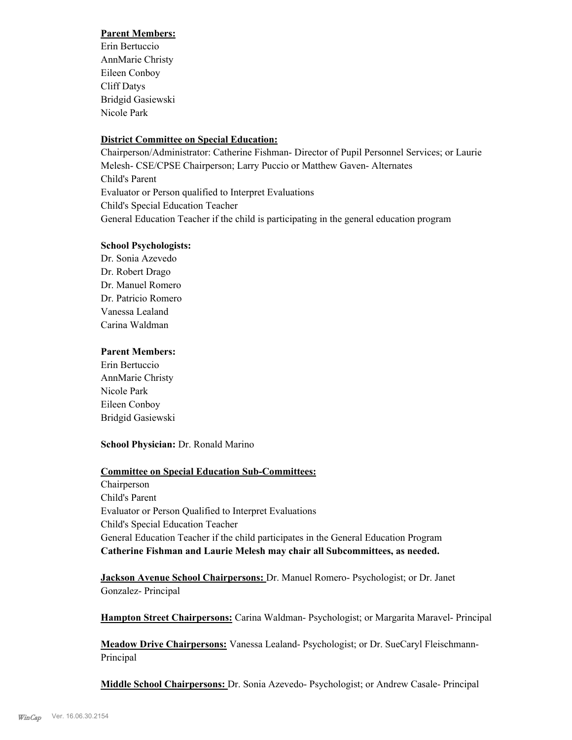**Parent Members:**
Erin Bertuccio
AnnMarie Christy
Eileen Conboy
Cliff Datys
Bridgid Gasiewski
Nicole Park

**District Committee on Special Education:**
Chairperson/Administrator: Catherine Fishman- Director of Pupil Personnel Services; or Laurie Melesh- CSE/CPSE Chairperson; Larry Puccio or Matthew Gaven- Alternates
Child's Parent
Evaluator or Person qualified to Interpret Evaluations
Child's Special Education Teacher
General Education Teacher if the child is participating in the general education program

**School Psychologists:**
Dr. Sonia Azevedo
Dr. Robert Drago
Dr. Manuel Romero
Dr. Patricio Romero
Vanessa Lealand
Carina Waldman

**Parent Members:**
Erin Bertuccio
AnnMarie Christy
Nicole Park
Eileen Conboy
Bridgid Gasiewski

**School Physician:** Dr. Ronald Marino

**Committee on Special Education Sub-Committees:**
Chairperson
Child's Parent
Evaluator or Person Qualified to Interpret Evaluations
Child's Special Education Teacher
General Education Teacher if the child participates in the General Education Program
**Catherine Fishman and Laurie Melesh may chair all Subcommittees, as needed.**

**Jackson Avenue School Chairpersons:** Dr. Manuel Romero- Psychologist; or Dr. Janet Gonzalez- Principal

**Hampton Street Chairpersons:** Carina Waldman- Psychologist; or Margarita Maravel- Principal

**Meadow Drive Chairpersons:** Vanessa Lealand- Psychologist; or Dr. SueCaryl Fleischmann- Principal

**Middle School Chairpersons:** Dr. Sonia Azevedo- Psychologist; or Andrew Casale- Principal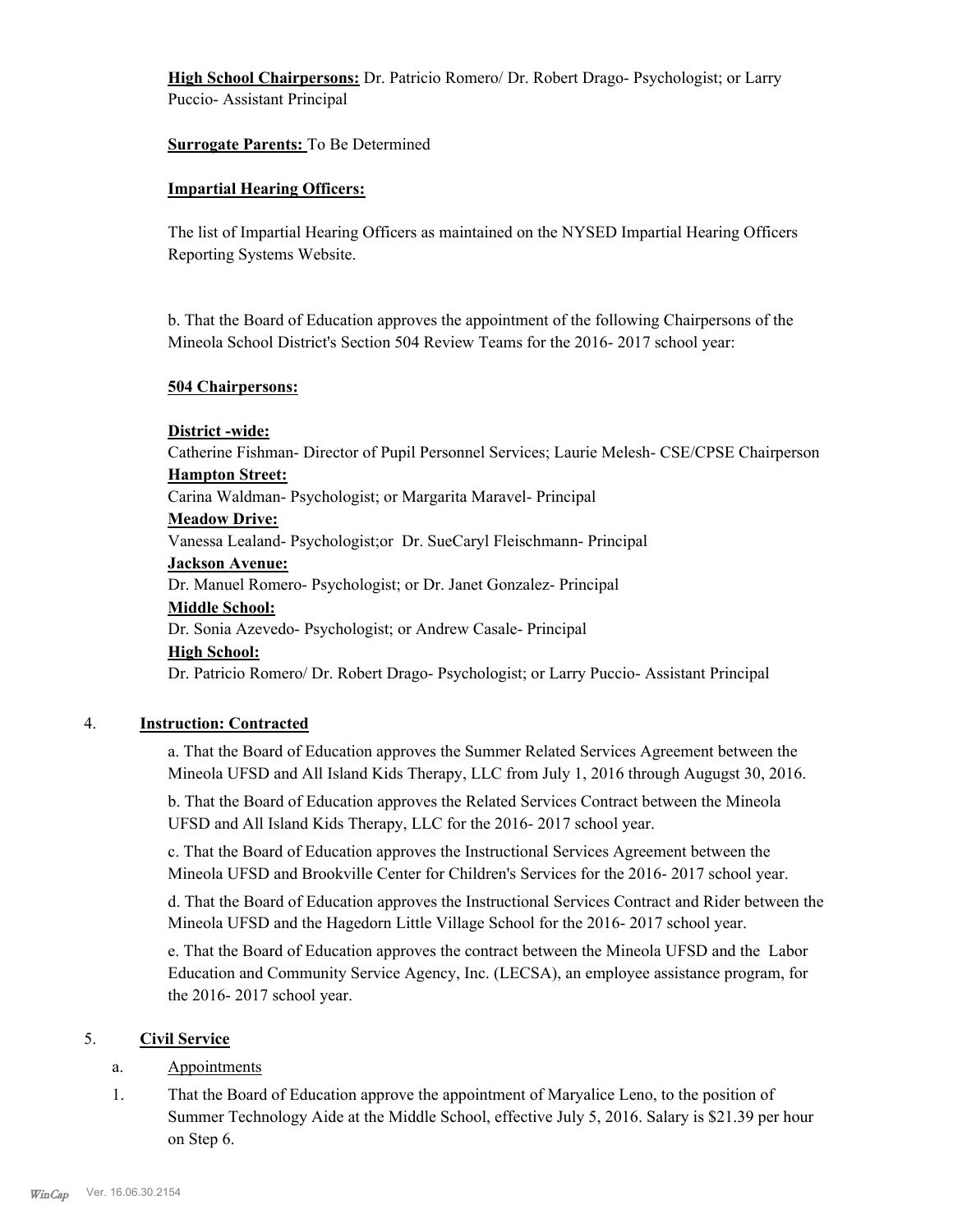**High School Chairpersons:** Dr. Patricio Romero/ Dr. Robert Drago- Psychologist; or Larry Puccio- Assistant Principal

**Surrogate Parents:** To Be Determined

**Impartial Hearing Officers:**

The list of Impartial Hearing Officers as maintained on the NYSED Impartial Hearing Officers Reporting Systems Website.

b. That the Board of Education approves the appointment of the following Chairpersons of the Mineola School District's Section 504 Review Teams for the 2016- 2017 school year:

**504 Chairpersons:**

**District -wide:**
Catherine Fishman- Director of Pupil Personnel Services; Laurie Melesh- CSE/CPSE Chairperson
**Hampton Street:**
Carina Waldman- Psychologist; or Margarita Maravel- Principal
**Meadow Drive:**
Vanessa Lealand- Psychologist;or Dr. SueCaryl Fleischmann- Principal
**Jackson Avenue:**
Dr. Manuel Romero- Psychologist; or Dr. Janet Gonzalez- Principal
**Middle School:**
Dr. Sonia Azevedo- Psychologist; or Andrew Casale- Principal
**High School:**
Dr. Patricio Romero/ Dr. Robert Drago- Psychologist; or Larry Puccio- Assistant Principal

4. **Instruction: Contracted**

a. That the Board of Education approves the Summer Related Services Agreement between the Mineola UFSD and All Island Kids Therapy, LLC from July 1, 2016 through Augugst 30, 2016.

b. That the Board of Education approves the Related Services Contract between the Mineola UFSD and All Island Kids Therapy, LLC for the 2016- 2017 school year.

c. That the Board of Education approves the Instructional Services Agreement between the Mineola UFSD and Brookville Center for Children's Services for the 2016- 2017 school year.

d. That the Board of Education approves the Instructional Services Contract and Rider between the Mineola UFSD and the Hagedorn Little Village School for the 2016- 2017 school year.

e. That the Board of Education approves the contract between the Mineola UFSD and the Labor Education and Community Service Agency, Inc. (LECSA), an employee assistance program, for the 2016- 2017 school year.

5. **Civil Service**

a. Appointments

1. That the Board of Education approve the appointment of Maryalice Leno, to the position of Summer Technology Aide at the Middle School, effective July 5, 2016. Salary is $21.39 per hour on Step 6.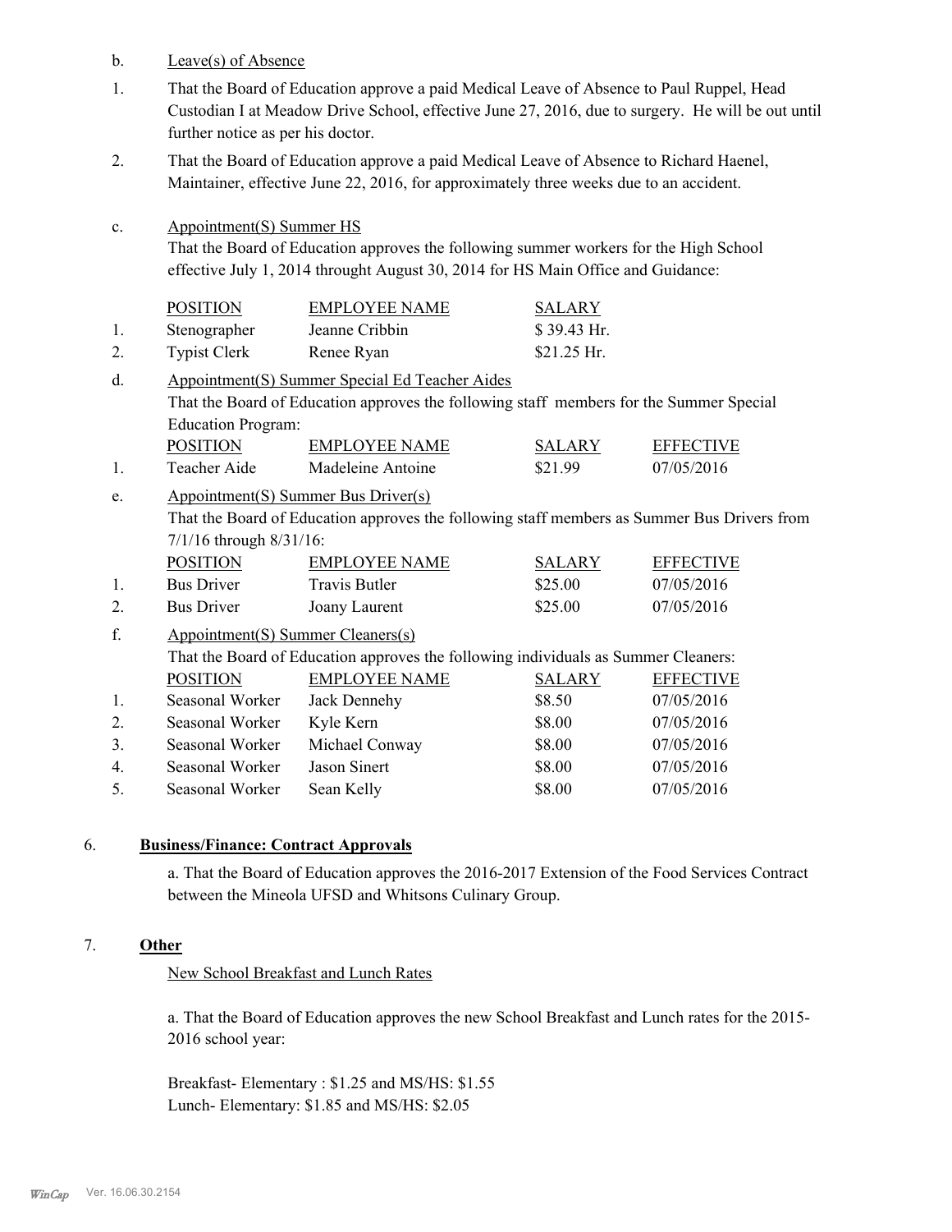b. Leave(s) of Absence

1. That the Board of Education approve a paid Medical Leave of Absence to Paul Ruppel, Head Custodian I at Meadow Drive School, effective June 27, 2016, due to surgery. He will be out until further notice as per his doctor.

2. That the Board of Education approve a paid Medical Leave of Absence to Richard Haenel, Maintainer, effective June 22, 2016, for approximately three weeks due to an accident.

c. Appointment(S) Summer HS

That the Board of Education approves the following summer workers for the High School effective July 1, 2014 throught August 30, 2014 for HS Main Office and Guidance:

| | POSITION | EMPLOYEE NAME | SALARY |
|---|---|---|---|
| 1. | Stenographer | Jeanne Cribbin | $ 39.43 Hr. |
| 2. | Typist Clerk | Renee Ryan | $21.25 Hr. |

d. Appointment(S) Summer Special Ed Teacher Aides

That the Board of Education approves the following staff members for the Summer Special Education Program:

| | POSITION | EMPLOYEE NAME | SALARY | EFFECTIVE |
|---|---|---|---|---|
| 1. | Teacher Aide | Madeleine Antoine | $21.99 | 07/05/2016 |

e. Appointment(S) Summer Bus Driver(s)

That the Board of Education approves the following staff members as Summer Bus Drivers from 7/1/16 through 8/31/16:

| | POSITION | EMPLOYEE NAME | SALARY | EFFECTIVE |
|---|---|---|---|---|
| 1. | Bus Driver | Travis Butler | $25.00 | 07/05/2016 |
| 2. | Bus Driver | Joany Laurent | $25.00 | 07/05/2016 |

f. Appointment(S) Summer Cleaners(s)

That the Board of Education approves the following individuals as Summer Cleaners:

| | POSITION | EMPLOYEE NAME | SALARY | EFFECTIVE |
|---|---|---|---|---|
| 1. | Seasonal Worker | Jack Dennehy | $8.50 | 07/05/2016 |
| 2. | Seasonal Worker | Kyle Kern | $8.00 | 07/05/2016 |
| 3. | Seasonal Worker | Michael Conway | $8.00 | 07/05/2016 |
| 4. | Seasonal Worker | Jason Sinert | $8.00 | 07/05/2016 |
| 5. | Seasonal Worker | Sean Kelly | $8.00 | 07/05/2016 |

6. **Business/Finance: Contract Approvals**

a. That the Board of Education approves the 2016-2017 Extension of the Food Services Contract between the Mineola UFSD and Whitsons Culinary Group.

7. **Other**

New School Breakfast and Lunch Rates

a. That the Board of Education approves the new School Breakfast and Lunch rates for the 2015-2016 school year:

Breakfast- Elementary : $1.25 and MS/HS: $1.55
Lunch- Elementary: $1.85 and MS/HS: $2.05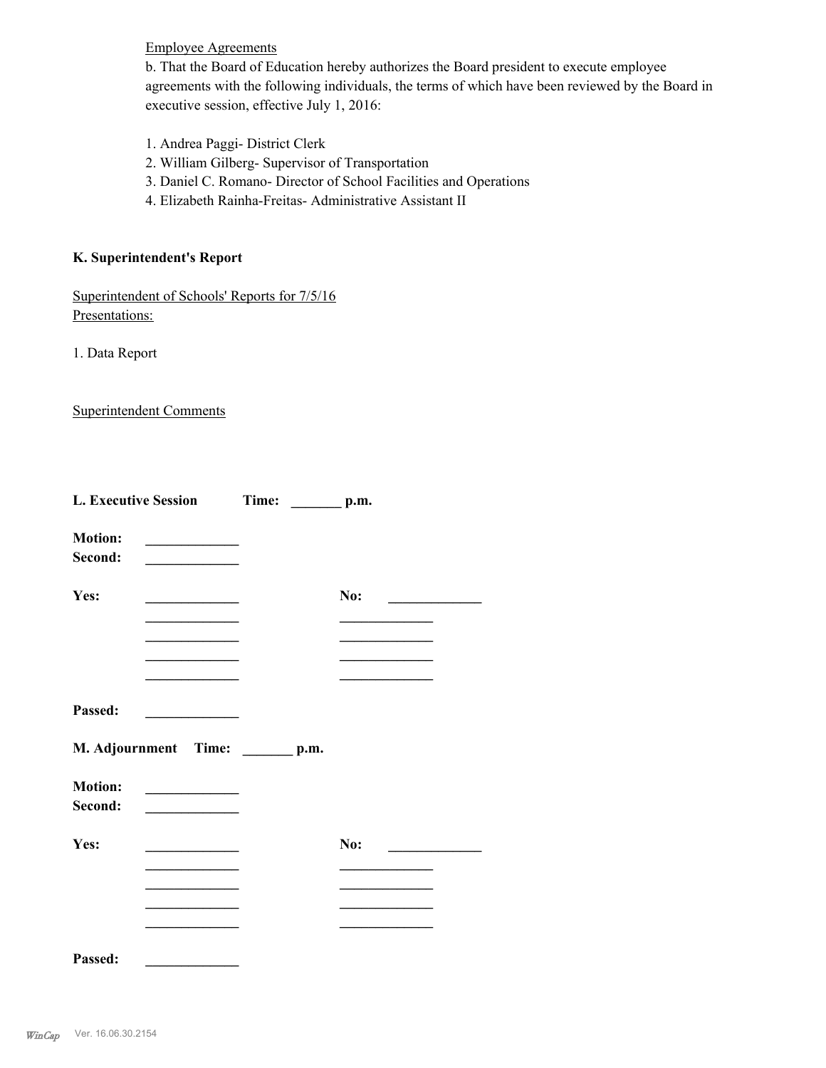Employee Agreements

b. That the Board of Education hereby authorizes the Board president to execute employee agreements with the following individuals, the terms of which have been reviewed by the Board in executive session, effective July 1, 2016:

1. Andrea Paggi- District Clerk
2. William Gilberg- Supervisor of Transportation
3. Daniel C. Romano- Director of School Facilities and Operations
4. Elizabeth Rainha-Freitas- Administrative Assistant II

**K. Superintendent's Report**

Superintendent of Schools' Reports for 7/5/16

Presentations:

1. Data Report

Superintendent Comments

**L. Executive Session** **Time: _______ p.m.**

**Motion:** _____________

**Second:** _____________

| | | | |
|---|---|---|---|
| **Yes:** | _____________ | **No:** | _____________ |
| | _____________ | | _____________ |
| | _____________ | | _____________ |
| | _____________ | | _____________ |
| | _____________ | | _____________ |

**Passed:** _____________

**M. Adjournment** **Time: _______ p.m.**

**Motion:** _____________

**Second:** _____________

| | | | |
|---|---|---|---|
| **Yes:** | _____________ | **No:** | _____________ |
| | _____________ | | _____________ |
| | _____________ | | _____________ |
| | _____________ | | _____________ |
| | _____________ | | _____________ |

**Passed:** _____________